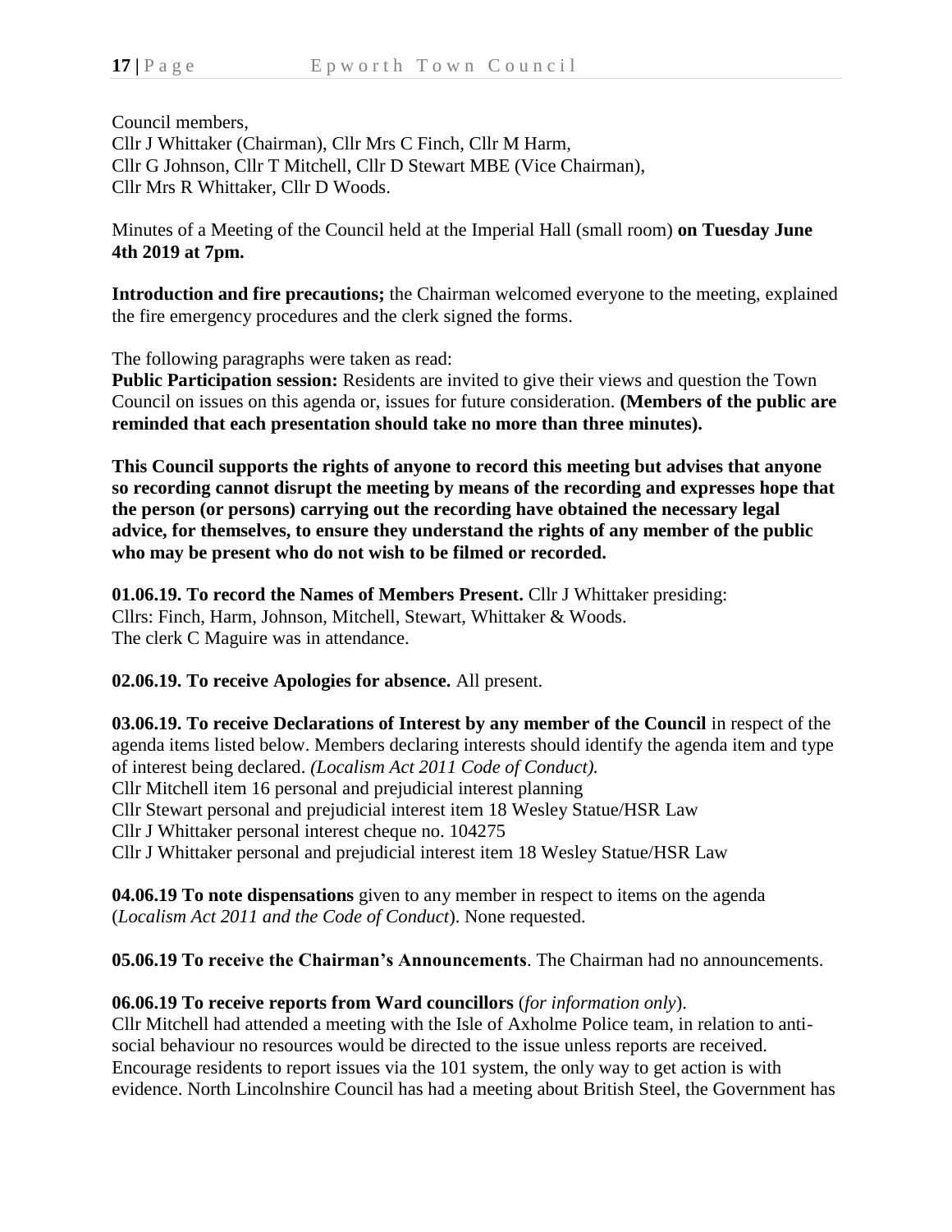Council members,
Cllr J Whittaker (Chairman), Cllr Mrs C Finch, Cllr M Harm,
Cllr G Johnson, Cllr T Mitchell, Cllr D Stewart MBE (Vice Chairman),
Cllr Mrs R Whittaker, Cllr D Woods.

Minutes of a Meeting of the Council held at the Imperial Hall (small room) **on Tuesday June 4th 2019 at 7pm.**

**Introduction and fire precautions;** the Chairman welcomed everyone to the meeting, explained the fire emergency procedures and the clerk signed the forms.

The following paragraphs were taken as read:
**Public Participation session:** Residents are invited to give their views and question the Town Council on issues on this agenda or, issues for future consideration. **(Members of the public are reminded that each presentation should take no more than three minutes).**

**This Council supports the rights of anyone to record this meeting but advises that anyone so recording cannot disrupt the meeting by means of the recording and expresses hope that the person (or persons) carrying out the recording have obtained the necessary legal advice, for themselves, to ensure they understand the rights of any member of the public who may be present who do not wish to be filmed or recorded.**

**01.06.19. To record the Names of Members Present.** Cllr J Whittaker presiding:
Cllrs: Finch, Harm, Johnson, Mitchell, Stewart, Whittaker & Woods.
The clerk C Maguire was in attendance.

**02.06.19. To receive Apologies for absence.** All present.

**03.06.19. To receive Declarations of Interest by any member of the Council** in respect of the agenda items listed below. Members declaring interests should identify the agenda item and type of interest being declared. *(Localism Act 2011 Code of Conduct).*
Cllr Mitchell item 16 personal and prejudicial interest planning
Cllr Stewart personal and prejudicial interest item 18 Wesley Statue/HSR Law
Cllr J Whittaker personal interest cheque no. 104275
Cllr J Whittaker personal and prejudicial interest item 18 Wesley Statue/HSR Law

**04.06.19 To note dispensations** given to any member in respect to items on the agenda (*Localism Act 2011 and the Code of Conduct*). None requested.

**05.06.19 To receive the Chairman's Announcements**. The Chairman had no announcements.

**06.06.19 To receive reports from Ward councillors** (*for information only*).
Cllr Mitchell had attended a meeting with the Isle of Axholme Police team, in relation to anti-social behaviour no resources would be directed to the issue unless reports are received. Encourage residents to report issues via the 101 system, the only way to get action is with evidence. North Lincolnshire Council has had a meeting about British Steel, the Government has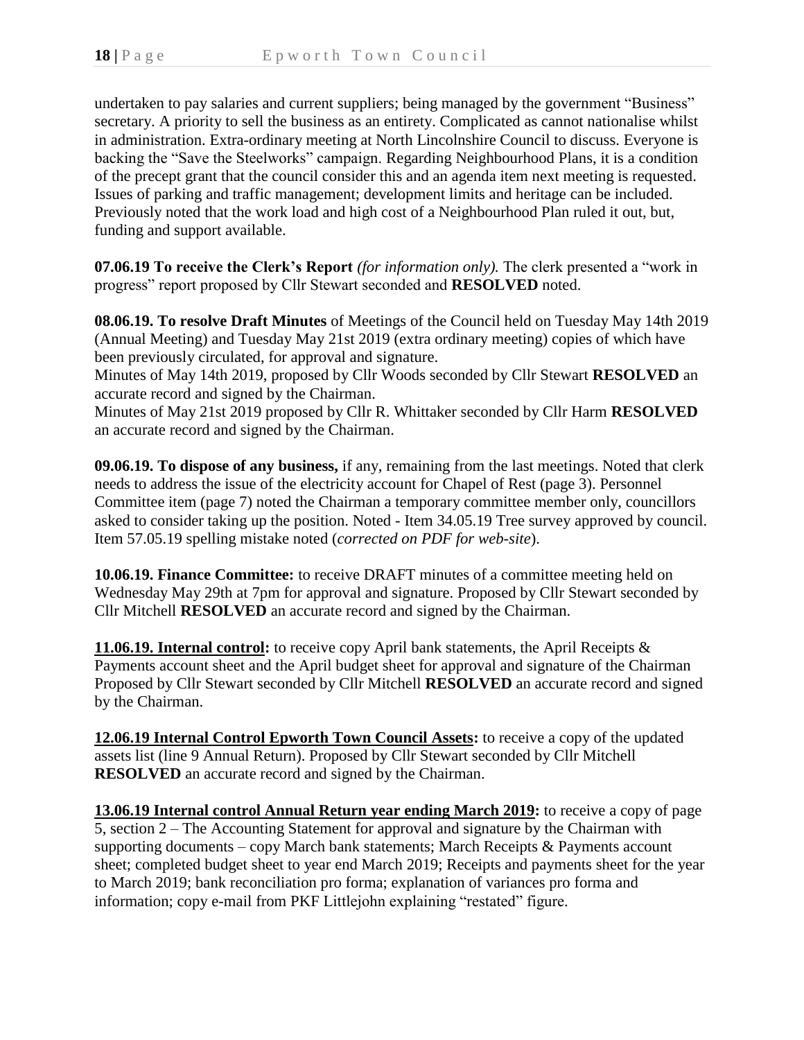undertaken to pay salaries and current suppliers; being managed by the government "Business" secretary. A priority to sell the business as an entirety. Complicated as cannot nationalise whilst in administration. Extra-ordinary meeting at North Lincolnshire Council to discuss. Everyone is backing the "Save the Steelworks" campaign. Regarding Neighbourhood Plans, it is a condition of the precept grant that the council consider this and an agenda item next meeting is requested. Issues of parking and traffic management; development limits and heritage can be included. Previously noted that the work load and high cost of a Neighbourhood Plan ruled it out, but, funding and support available.

**07.06.19 To receive the Clerk's Report** *(for information only).* The clerk presented a "work in progress" report proposed by Cllr Stewart seconded and **RESOLVED** noted.

**08.06.19. To resolve Draft Minutes** of Meetings of the Council held on Tuesday May 14th 2019 (Annual Meeting) and Tuesday May 21st 2019 (extra ordinary meeting) copies of which have been previously circulated, for approval and signature.
Minutes of May 14th 2019, proposed by Cllr Woods seconded by Cllr Stewart **RESOLVED** an accurate record and signed by the Chairman.
Minutes of May 21st 2019 proposed by Cllr R. Whittaker seconded by Cllr Harm **RESOLVED** an accurate record and signed by the Chairman.

**09.06.19. To dispose of any business,** if any, remaining from the last meetings. Noted that clerk needs to address the issue of the electricity account for Chapel of Rest (page 3). Personnel Committee item (page 7) noted the Chairman a temporary committee member only, councillors asked to consider taking up the position. Noted - Item 34.05.19 Tree survey approved by council. Item 57.05.19 spelling mistake noted (*corrected on PDF for web-site*).

**10.06.19. Finance Committee:** to receive DRAFT minutes of a committee meeting held on Wednesday May 29th at 7pm for approval and signature. Proposed by Cllr Stewart seconded by Cllr Mitchell **RESOLVED** an accurate record and signed by the Chairman.

**11.06.19. Internal control:** to receive copy April bank statements, the April Receipts & Payments account sheet and the April budget sheet for approval and signature of the Chairman Proposed by Cllr Stewart seconded by Cllr Mitchell **RESOLVED** an accurate record and signed by the Chairman.

**12.06.19 Internal Control Epworth Town Council Assets:** to receive a copy of the updated assets list (line 9 Annual Return). Proposed by Cllr Stewart seconded by Cllr Mitchell **RESOLVED** an accurate record and signed by the Chairman.

**13.06.19 Internal control Annual Return year ending March 2019:** to receive a copy of page 5, section 2 – The Accounting Statement for approval and signature by the Chairman with supporting documents – copy March bank statements; March Receipts & Payments account sheet; completed budget sheet to year end March 2019; Receipts and payments sheet for the year to March 2019; bank reconciliation pro forma; explanation of variances pro forma and information; copy e-mail from PKF Littlejohn explaining "restated" figure.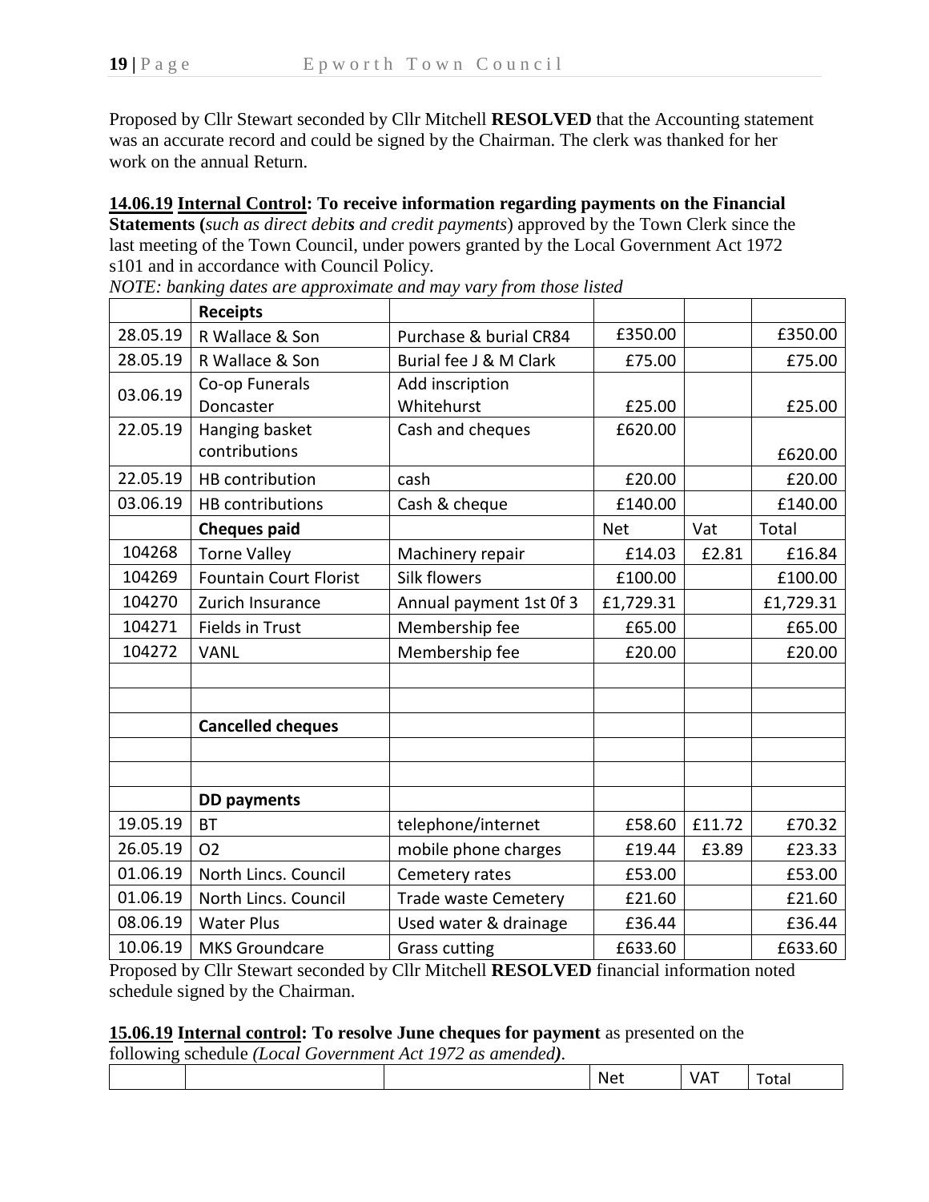Proposed by Cllr Stewart seconded by Cllr Mitchell **RESOLVED** that the Accounting statement was an accurate record and could be signed by the Chairman. The clerk was thanked for her work on the annual Return.

**14.06.19 Internal Control: To receive information regarding payments on the Financial Statements (***such as direct debits and credit payments*) approved by the Town Clerk since the last meeting of the Town Council, under powers granted by the Local Government Act 1972 s101 and in accordance with Council Policy.

*NOTE: banking dates are approximate and may vary from those listed*

| | **Receipts** | | | | |
|---|---|---|---|---|---|
| 28.05.19 | R Wallace & Son | Purchase & burial CR84 | £350.00 | | £350.00 |
| 28.05.19 | R Wallace & Son | Burial fee J & M Clark | £75.00 | | £75.00 |
| 03.06.19 | Co-op Funerals Doncaster | Add inscription Whitehurst | £25.00 | | £25.00 |
| 22.05.19 | Hanging basket contributions | Cash and cheques | £620.00 | | £620.00 |
| 22.05.19 | HB contribution | cash | £20.00 | | £20.00 |
| 03.06.19 | HB contributions | Cash & cheque | £140.00 | | £140.00 |
| | **Cheques paid** | | Net | Vat | Total |
| 104268 | Torne Valley | Machinery repair | £14.03 | £2.81 | £16.84 |
| 104269 | Fountain Court Florist | Silk flowers | £100.00 | | £100.00 |
| 104270 | Zurich Insurance | Annual payment 1st 0f 3 | £1,729.31 | | £1,729.31 |
| 104271 | Fields in Trust | Membership fee | £65.00 | | £65.00 |
| 104272 | VANL | Membership fee | £20.00 | | £20.00 |
| | | | | | |
| | | | | | |
| | **Cancelled cheques** | | | | |
| | | | | | |
| | | | | | |
| | **DD payments** | | | | |
| 19.05.19 | BT | telephone/internet | £58.60 | £11.72 | £70.32 |
| 26.05.19 | O2 | mobile phone charges | £19.44 | £3.89 | £23.33 |
| 01.06.19 | North Lincs. Council | Cemetery rates | £53.00 | | £53.00 |
| 01.06.19 | North Lincs. Council | Trade waste Cemetery | £21.60 | | £21.60 |
| 08.06.19 | Water Plus | Used water & drainage | £36.44 | | £36.44 |
| 10.06.19 | MKS Groundcare | Grass cutting | £633.60 | | £633.60 |

Proposed by Cllr Stewart seconded by Cllr Mitchell **RESOLVED** financial information noted schedule signed by the Chairman.

**15.06.19 Internal control: To resolve June cheques for payment** as presented on the following schedule *(Local Government Act 1972 as amended)*.

| | | | Net | VAT | Total |
|---|---|---|---|---|---|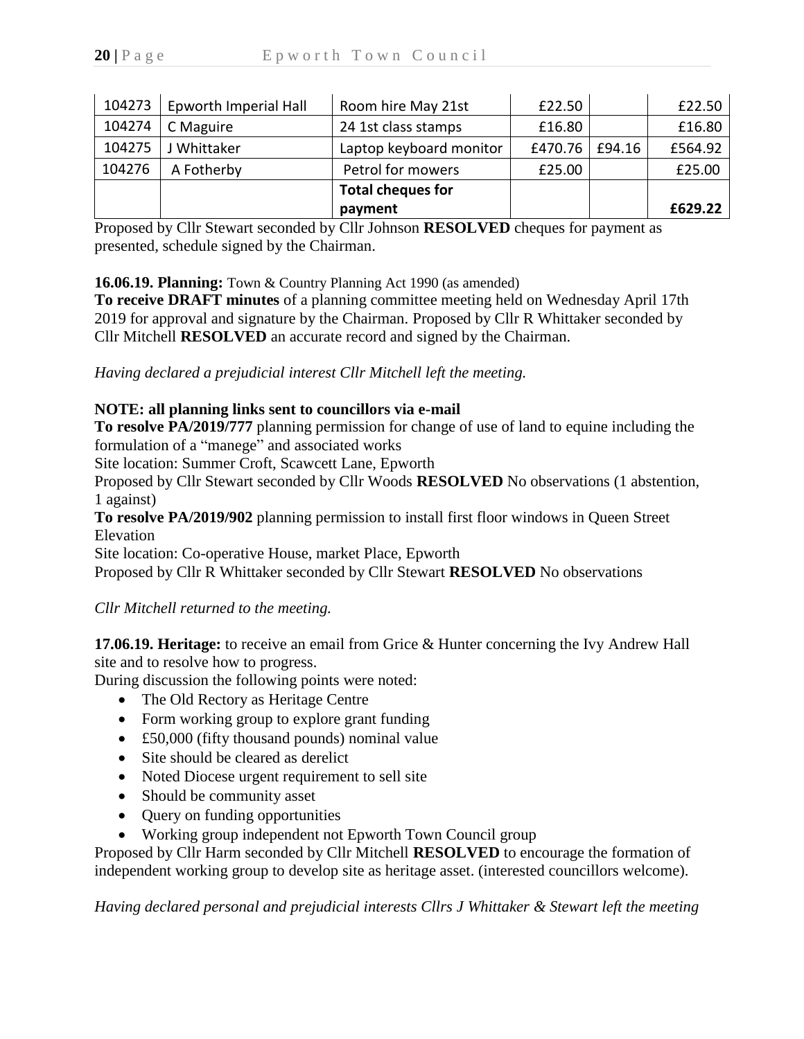| 104273 | Epworth Imperial Hall | Room hire May 21st | £22.50 | | £22.50 |
|---|---|---|---|---|---|
| 104274 | C Maguire | 24 1st class stamps | £16.80 | | £16.80 |
| 104275 | J Whittaker | Laptop keyboard monitor | £470.76 | £94.16 | £564.92 |
| 104276 | A Fotherby | Petrol for mowers | £25.00 | | £25.00 |
| | | **Total cheques for payment** | | | **£629.22** |

Proposed by Cllr Stewart seconded by Cllr Johnson **RESOLVED** cheques for payment as presented, schedule signed by the Chairman.

**16.06.19. Planning:** Town & Country Planning Act 1990 (as amended)
**To receive DRAFT minutes** of a planning committee meeting held on Wednesday April 17th 2019 for approval and signature by the Chairman. Proposed by Cllr R Whittaker seconded by Cllr Mitchell **RESOLVED** an accurate record and signed by the Chairman.

*Having declared a prejudicial interest Cllr Mitchell left the meeting.*

**NOTE: all planning links sent to councillors via e-mail**
**To resolve PA/2019/777** planning permission for change of use of land to equine including the formulation of a "manege" and associated works
Site location: Summer Croft, Scawcett Lane, Epworth
Proposed by Cllr Stewart seconded by Cllr Woods **RESOLVED** No observations (1 abstention, 1 against)
**To resolve PA/2019/902** planning permission to install first floor windows in Queen Street Elevation
Site location: Co-operative House, market Place, Epworth
Proposed by Cllr R Whittaker seconded by Cllr Stewart **RESOLVED** No observations

*Cllr Mitchell returned to the meeting.*

**17.06.19. Heritage:** to receive an email from Grice & Hunter concerning the Ivy Andrew Hall site and to resolve how to progress.
During discussion the following points were noted:

- The Old Rectory as Heritage Centre
- Form working group to explore grant funding
- £50,000 (fifty thousand pounds) nominal value
- Site should be cleared as derelict
- Noted Diocese urgent requirement to sell site
- Should be community asset
- Query on funding opportunities
- Working group independent not Epworth Town Council group

Proposed by Cllr Harm seconded by Cllr Mitchell **RESOLVED** to encourage the formation of independent working group to develop site as heritage asset. (interested councillors welcome).

*Having declared personal and prejudicial interests Cllrs J Whittaker & Stewart left the meeting*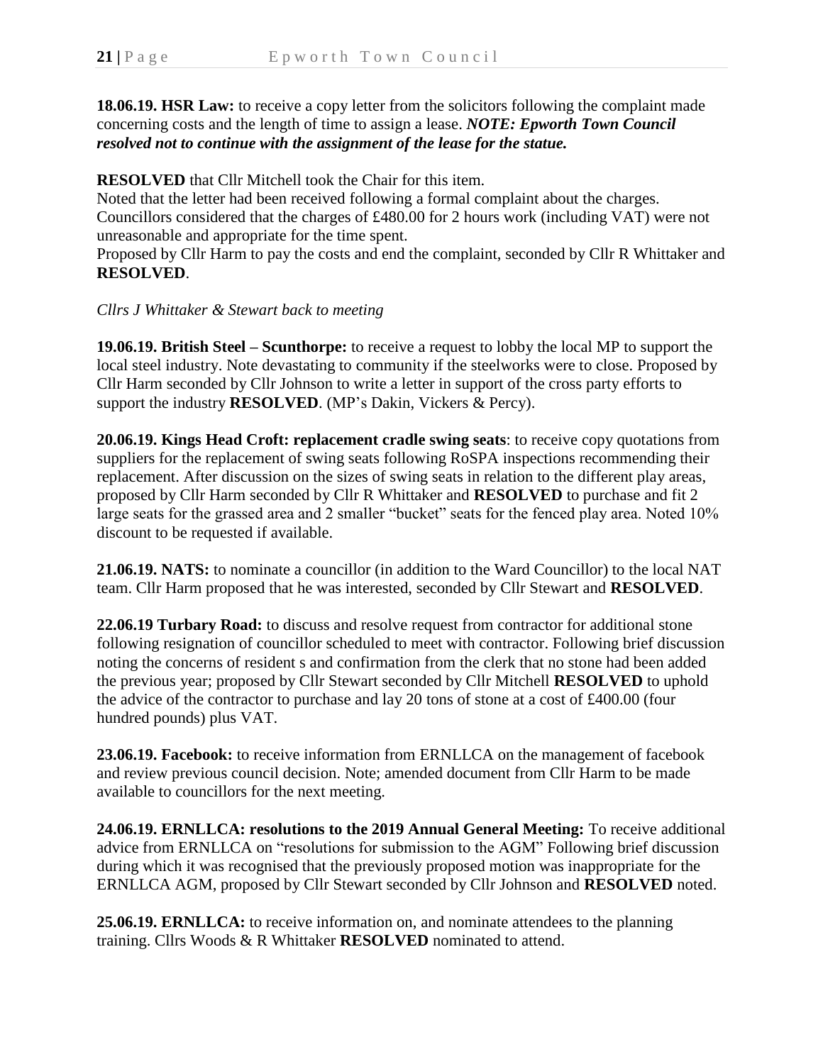**18.06.19. HSR Law:** to receive a copy letter from the solicitors following the complaint made concerning costs and the length of time to assign a lease. ***NOTE: Epworth Town Council resolved not to continue with the assignment of the lease for the statue.***

**RESOLVED** that Cllr Mitchell took the Chair for this item.
Noted that the letter had been received following a formal complaint about the charges. Councillors considered that the charges of £480.00 for 2 hours work (including VAT) were not unreasonable and appropriate for the time spent.
Proposed by Cllr Harm to pay the costs and end the complaint, seconded by Cllr R Whittaker and **RESOLVED**.

*Cllrs J Whittaker & Stewart back to meeting*

**19.06.19. British Steel – Scunthorpe:** to receive a request to lobby the local MP to support the local steel industry. Note devastating to community if the steelworks were to close. Proposed by Cllr Harm seconded by Cllr Johnson to write a letter in support of the cross party efforts to support the industry **RESOLVED**. (MP's Dakin, Vickers & Percy).

**20.06.19. Kings Head Croft: replacement cradle swing seats**: to receive copy quotations from suppliers for the replacement of swing seats following RoSPA inspections recommending their replacement. After discussion on the sizes of swing seats in relation to the different play areas, proposed by Cllr Harm seconded by Cllr R Whittaker and **RESOLVED** to purchase and fit 2 large seats for the grassed area and 2 smaller "bucket" seats for the fenced play area. Noted 10% discount to be requested if available.

**21.06.19. NATS:** to nominate a councillor (in addition to the Ward Councillor) to the local NAT team. Cllr Harm proposed that he was interested, seconded by Cllr Stewart and **RESOLVED**.

**22.06.19 Turbary Road:** to discuss and resolve request from contractor for additional stone following resignation of councillor scheduled to meet with contractor. Following brief discussion noting the concerns of resident s and confirmation from the clerk that no stone had been added the previous year; proposed by Cllr Stewart seconded by Cllr Mitchell **RESOLVED** to uphold the advice of the contractor to purchase and lay 20 tons of stone at a cost of £400.00 (four hundred pounds) plus VAT.

**23.06.19. Facebook:** to receive information from ERNLLCA on the management of facebook and review previous council decision. Note; amended document from Cllr Harm to be made available to councillors for the next meeting.

**24.06.19. ERNLLCA: resolutions to the 2019 Annual General Meeting:** To receive additional advice from ERNLLCA on "resolutions for submission to the AGM" Following brief discussion during which it was recognised that the previously proposed motion was inappropriate for the ERNLLCA AGM, proposed by Cllr Stewart seconded by Cllr Johnson and **RESOLVED** noted.

**25.06.19. ERNLLCA:** to receive information on, and nominate attendees to the planning training. Cllrs Woods & R Whittaker **RESOLVED** nominated to attend.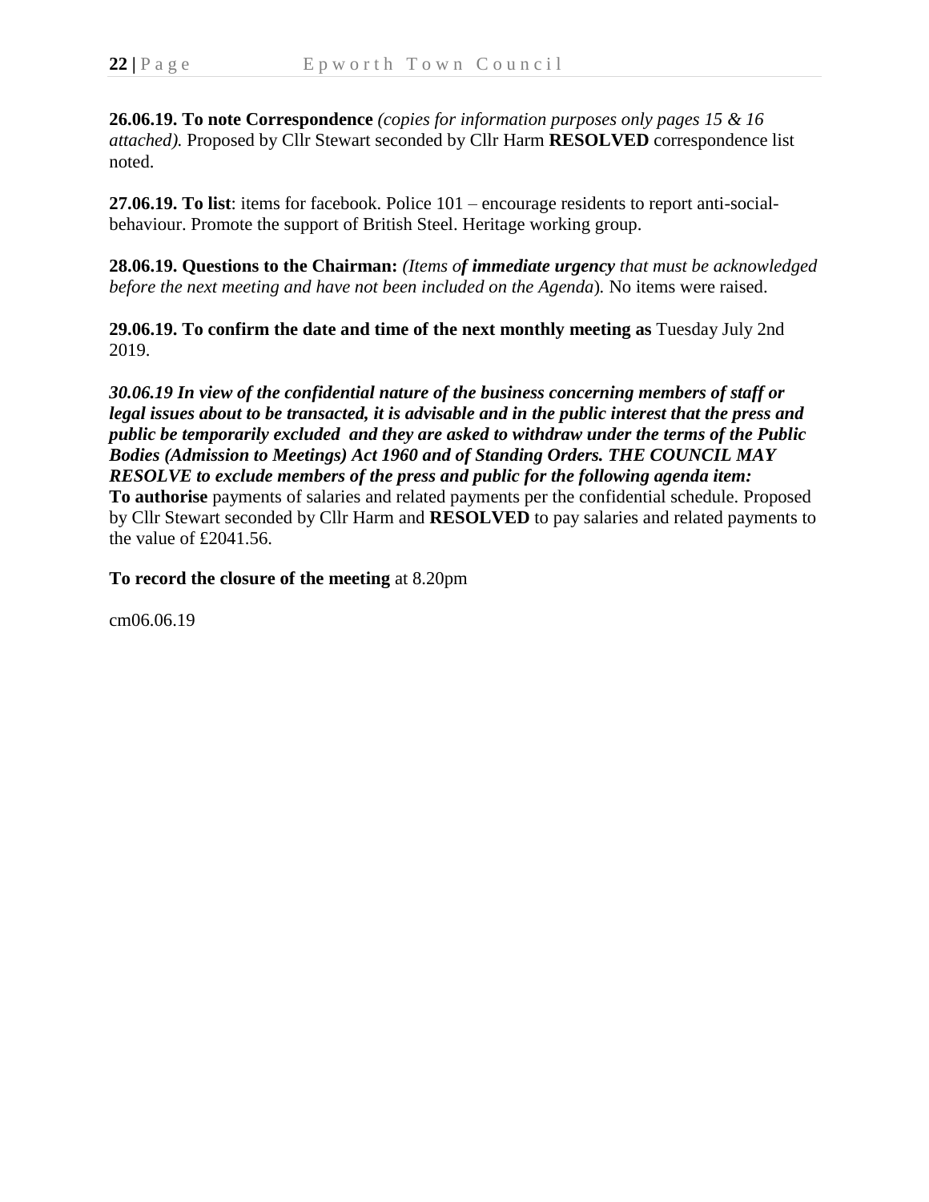**26.06.19. To note Correspondence** *(copies for information purposes only pages 15 & 16 attached).* Proposed by Cllr Stewart seconded by Cllr Harm **RESOLVED** correspondence list noted.

**27.06.19. To list**: items for facebook. Police 101 – encourage residents to report anti-social-behaviour. Promote the support of British Steel. Heritage working group.

**28.06.19. Questions to the Chairman:** *(Items o**f immediate urgency** that must be acknowledged before the next meeting and have not been included on the Agenda*). No items were raised.

**29.06.19. To confirm the date and time of the next monthly meeting as** Tuesday July 2nd 2019.

***30.06.19 In view of the confidential nature of the business concerning members of staff or legal issues about to be transacted, it is advisable and in the public interest that the press and public be temporarily excluded and they are asked to withdraw under the terms of the Public Bodies (Admission to Meetings) Act 1960 and of Standing Orders. THE COUNCIL MAY RESOLVE to exclude members of the press and public for the following agenda item:***
**To authorise** payments of salaries and related payments per the confidential schedule. Proposed by Cllr Stewart seconded by Cllr Harm and **RESOLVED** to pay salaries and related payments to the value of £2041.56.

**To record the closure of the meeting** at 8.20pm

cm06.06.19